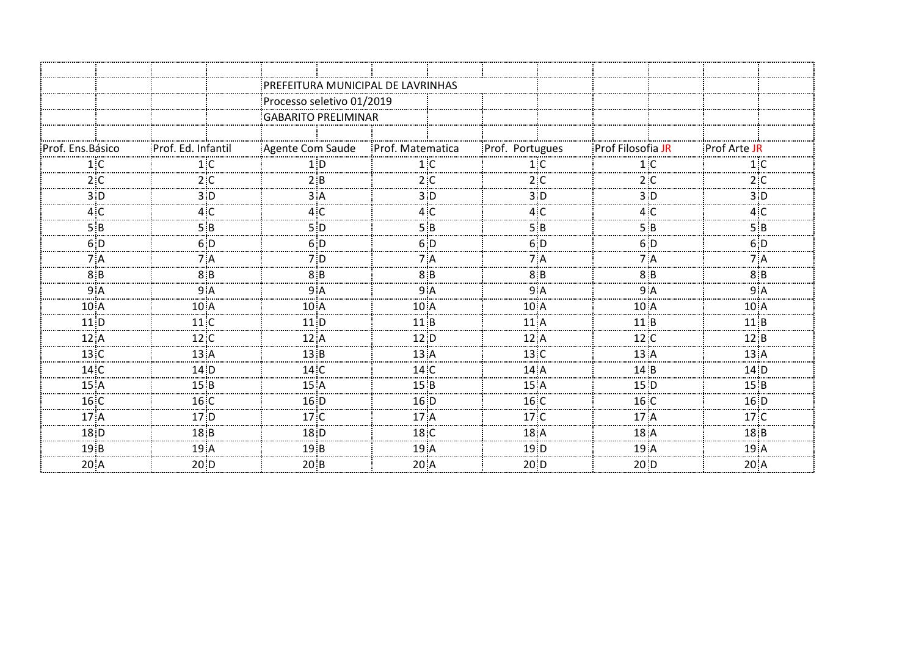PREFEITURA MUNICIPAL DE LAVRINHAS

Processo seletivo 01/2019

GABARITO PRELIMINAR

| Prof. Ens.Básico | | Prof. Ed. Infantil | | Agente Com Saude | | Prof. Matematica | | Prof. Portugues | | Prof Filosofia JR | | Prof Arte JR | |
|---|---|---|---|---|---|---|---|---|---|---|---|---|---|
| 1 | C | 1 | C | 1 | D | 1 | C | 1 | C | 1 | C | 1 | C |
| 2 | C | 2 | C | 2 | B | 2 | C | 2 | C | 2 | C | 2 | C |
| 3 | D | 3 | D | 3 | A | 3 | D | 3 | D | 3 | D | 3 | D |
| 4 | C | 4 | C | 4 | C | 4 | C | 4 | C | 4 | C | 4 | C |
| 5 | B | 5 | B | 5 | D | 5 | B | 5 | B | 5 | B | 5 | B |
| 6 | D | 6 | D | 6 | D | 6 | D | 6 | D | 6 | D | 6 | D |
| 7 | A | 7 | A | 7 | D | 7 | A | 7 | A | 7 | A | 7 | A |
| 8 | B | 8 | B | 8 | B | 8 | B | 8 | B | 8 | B | 8 | B |
| 9 | A | 9 | A | 9 | A | 9 | A | 9 | A | 9 | A | 9 | A |
| 10 | A | 10 | A | 10 | A | 10 | A | 10 | A | 10 | A | 10 | A |
| 11 | D | 11 | C | 11 | D | 11 | B | 11 | A | 11 | B | 11 | B |
| 12 | A | 12 | C | 12 | A | 12 | D | 12 | A | 12 | C | 12 | B |
| 13 | C | 13 | A | 13 | B | 13 | A | 13 | C | 13 | A | 13 | A |
| 14 | C | 14 | D | 14 | C | 14 | C | 14 | A | 14 | B | 14 | D |
| 15 | A | 15 | B | 15 | A | 15 | B | 15 | A | 15 | D | 15 | B |
| 16 | C | 16 | C | 16 | D | 16 | D | 16 | C | 16 | C | 16 | D |
| 17 | A | 17 | D | 17 | C | 17 | A | 17 | C | 17 | A | 17 | C |
| 18 | D | 18 | B | 18 | D | 18 | C | 18 | A | 18 | A | 18 | B |
| 19 | B | 19 | A | 19 | B | 19 | A | 19 | D | 19 | A | 19 | A |
| 20 | A | 20 | D | 20 | B | 20 | A | 20 | D | 20 | D | 20 | A |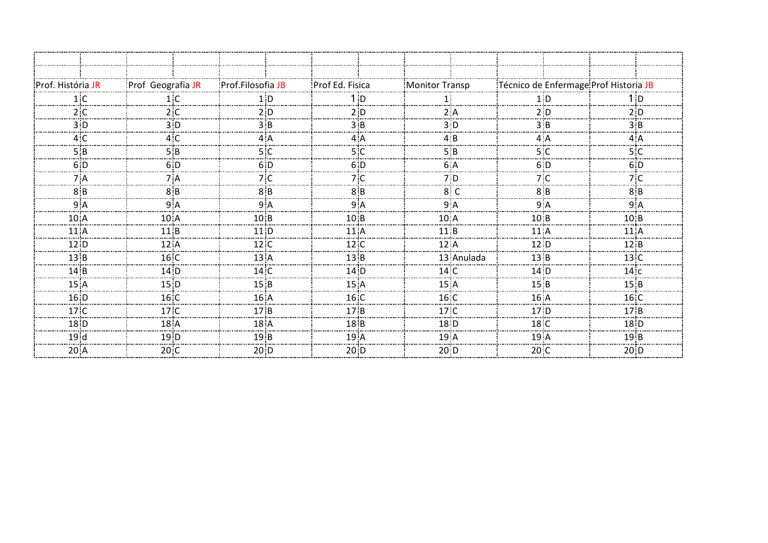| Prof. História JR | | Prof Geografia JR | | Prof.Filosofia JB | | Prof Ed. Fisica | | Monitor Transp | | Técnico de Enfermage | | Prof Historia JB | |
|---|---|---|---|---|---|---|---|---|---|---|---|---|---|
| 1 | C | 1 | C | 1 | D | 1 | D | 1 | | 1 | D | 1 | D |
| 2 | C | 2 | C | 2 | D | 2 | D | 2 | A | 2 | D | 2 | D |
| 3 | D | 3 | D | 3 | B | 3 | B | 3 | D | 3 | B | 3 | B |
| 4 | C | 4 | C | 4 | A | 4 | A | 4 | B | 4 | A | 4 | A |
| 5 | B | 5 | B | 5 | C | 5 | C | 5 | B | 5 | C | 5 | C |
| 6 | D | 6 | D | 6 | D | 6 | D | 6 | A | 6 | D | 6 | D |
| 7 | A | 7 | A | 7 | C | 7 | C | 7 | D | 7 | C | 7 | C |
| 8 | B | 8 | B | 8 | B | 8 | B | 8 | C | 8 | B | 8 | B |
| 9 | A | 9 | A | 9 | A | 9 | A | 9 | A | 9 | A | 9 | A |
| 10 | A | 10 | A | 10 | B | 10 | B | 10 | A | 10 | B | 10 | B |
| 11 | A | 11 | B | 11 | D | 11 | A | 11 | B | 11 | A | 11 | A |
| 12 | D | 12 | A | 12 | C | 12 | C | 12 | A | 12 | D | 12 | B |
| 13 | B | 16 | C | 13 | A | 13 | B | 13 | Anulada | 13 | B | 13 | C |
| 14 | B | 14 | D | 14 | C | 14 | D | 14 | C | 14 | D | 14 | c |
| 15 | A | 15 | D | 15 | B | 15 | A | 15 | A | 15 | B | 15 | B |
| 16 | D | 16 | C | 16 | A | 16 | C | 16 | C | 16 | A | 16 | C |
| 17 | C | 17 | C | 17 | B | 17 | B | 17 | C | 17 | D | 17 | B |
| 18 | D | 18 | A | 18 | A | 18 | B | 18 | D | 18 | C | 18 | D |
| 19 | d | 19 | D | 19 | B | 19 | A | 19 | A | 19 | A | 19 | B |
| 20 | A | 20 | C | 20 | D | 20 | D | 20 | D | 20 | C | 20 | D |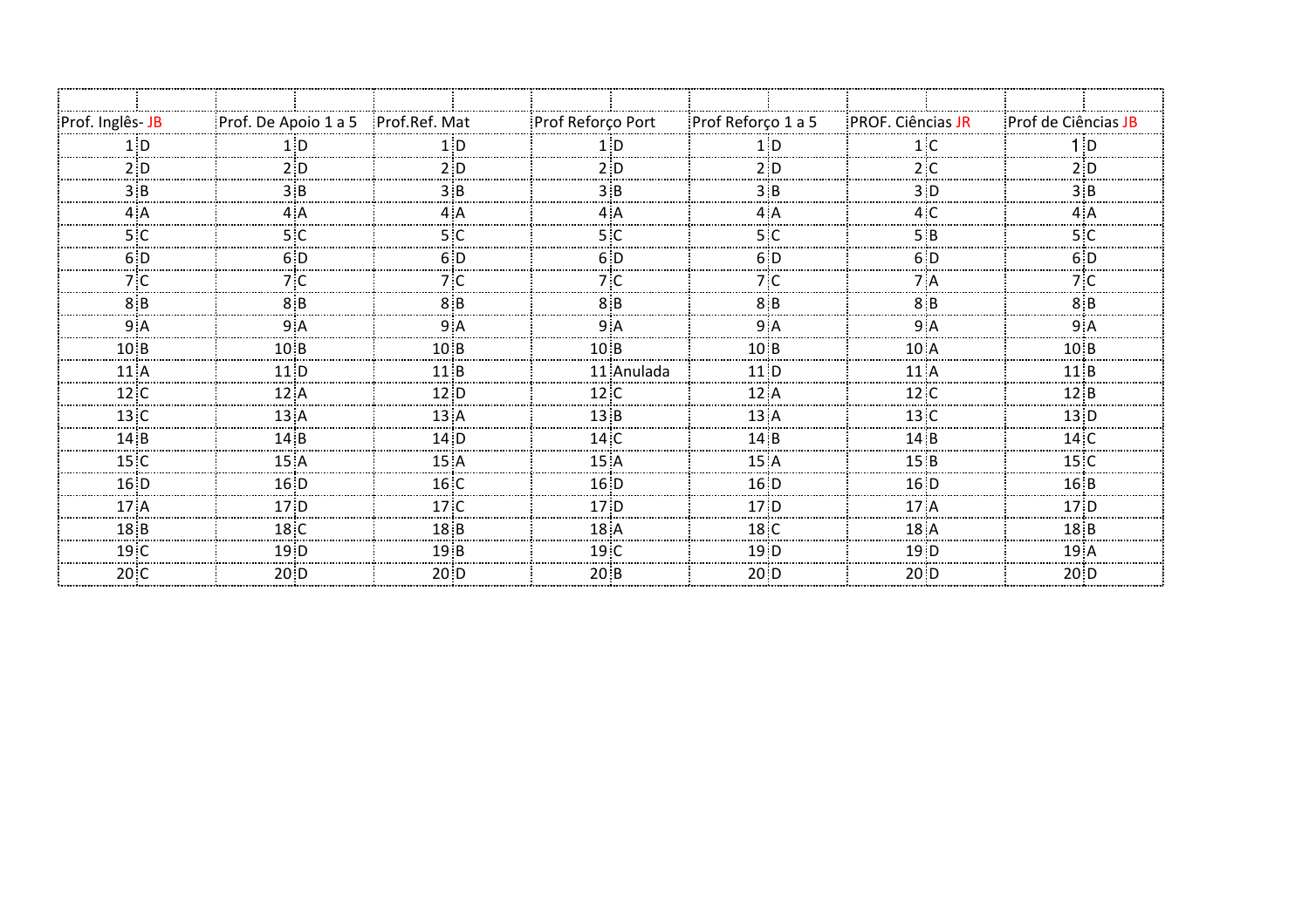| Prof. Inglês- JB | | Prof. De Apoio 1 a 5 | | Prof.Ref. Mat | | Prof Reforço Port | | Prof Reforço 1 a 5 | | PROF. Ciências JR | | Prof de Ciências JB | |
|---|---|---|---|---|---|---|---|---|---|---|---|---|---|
| 1 | D | 1 | D | 1 | D | 1 | D | 1 | D | 1 | C | 1 | D |
| 2 | D | 2 | D | 2 | D | 2 | D | 2 | D | 2 | C | 2 | D |
| 3 | B | 3 | B | 3 | B | 3 | B | 3 | B | 3 | D | 3 | B |
| 4 | A | 4 | A | 4 | A | 4 | A | 4 | A | 4 | C | 4 | A |
| 5 | C | 5 | C | 5 | C | 5 | C | 5 | C | 5 | B | 5 | C |
| 6 | D | 6 | D | 6 | D | 6 | D | 6 | D | 6 | D | 6 | D |
| 7 | C | 7 | C | 7 | C | 7 | C | 7 | C | 7 | A | 7 | C |
| 8 | B | 8 | B | 8 | B | 8 | B | 8 | B | 8 | B | 8 | B |
| 9 | A | 9 | A | 9 | A | 9 | A | 9 | A | 9 | A | 9 | A |
| 10 | B | 10 | B | 10 | B | 10 | B | 10 | B | 10 | A | 10 | B |
| 11 | A | 11 | D | 11 | B | 11 | Anulada | 11 | D | 11 | A | 11 | B |
| 12 | C | 12 | A | 12 | D | 12 | C | 12 | A | 12 | C | 12 | B |
| 13 | C | 13 | A | 13 | A | 13 | B | 13 | A | 13 | C | 13 | D |
| 14 | B | 14 | B | 14 | D | 14 | C | 14 | B | 14 | B | 14 | C |
| 15 | C | 15 | A | 15 | A | 15 | A | 15 | A | 15 | B | 15 | C |
| 16 | D | 16 | D | 16 | C | 16 | D | 16 | D | 16 | D | 16 | B |
| 17 | A | 17 | D | 17 | C | 17 | D | 17 | D | 17 | A | 17 | D |
| 18 | B | 18 | C | 18 | B | 18 | A | 18 | C | 18 | A | 18 | B |
| 19 | C | 19 | D | 19 | B | 19 | C | 19 | D | 19 | D | 19 | A |
| 20 | C | 20 | D | 20 | D | 20 | B | 20 | D | 20 | D | 20 | D |